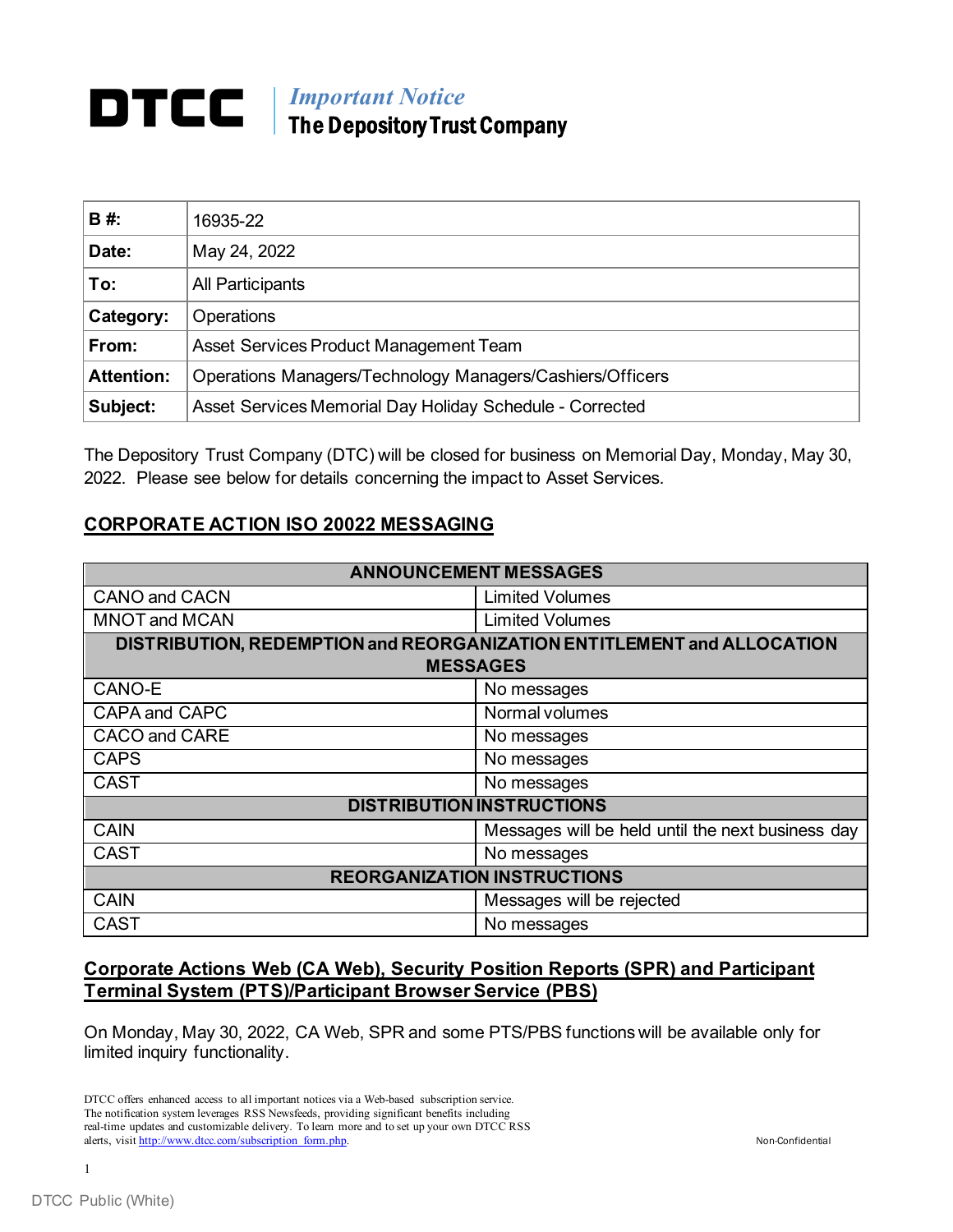# DTCC | *Important Notice*
## The Depository Trust Company

| | |
|---|---|
| **B #:** | 16935-22 |
| **Date:** | May 24, 2022 |
| **To:** | All Participants |
| **Category:** | Operations |
| **From:** | Asset Services Product Management Team |
| **Attention:** | Operations Managers/Technology Managers/Cashiers/Officers |
| **Subject:** | Asset Services Memorial Day Holiday Schedule - Corrected |

The Depository Trust Company (DTC) will be closed for business on Memorial Day, Monday, May 30, 2022. Please see below for details concerning the impact to Asset Services.

## CORPORATE ACTION ISO 20022 MESSAGING

| **ANNOUNCEMENT MESSAGES** | |
|---|---|
| CANO and CACN | Limited Volumes |
| MNOT and MCAN | Limited Volumes |
| **DISTRIBUTION, REDEMPTION and REORGANIZATION ENTITLEMENT and ALLOCATION MESSAGES** | |
| CANO-E | No messages |
| CAPA and CAPC | Normal volumes |
| CACO and CARE | No messages |
| CAPS | No messages |
| CAST | No messages |
| **DISTRIBUTION INSTRUCTIONS** | |
| CAIN | Messages will be held until the next business day |
| CAST | No messages |
| **REORGANIZATION INSTRUCTIONS** | |
| CAIN | Messages will be rejected |
| CAST | No messages |

## Corporate Actions Web (CA Web), Security Position Reports (SPR) and Participant Terminal System (PTS)/Participant Browser Service (PBS)

On Monday, May 30, 2022, CA Web, SPR and some PTS/PBS functions will be available only for limited inquiry functionality.

DTCC offers enhanced access to all important notices via a Web-based subscription service. The notification system leverages RSS Newsfeeds, providing significant benefits including real-time updates and customizable delivery. To learn more and to set up your own DTCC RSS alerts, visit http://www.dtcc.com/subscription_form.php.

Non-Confidential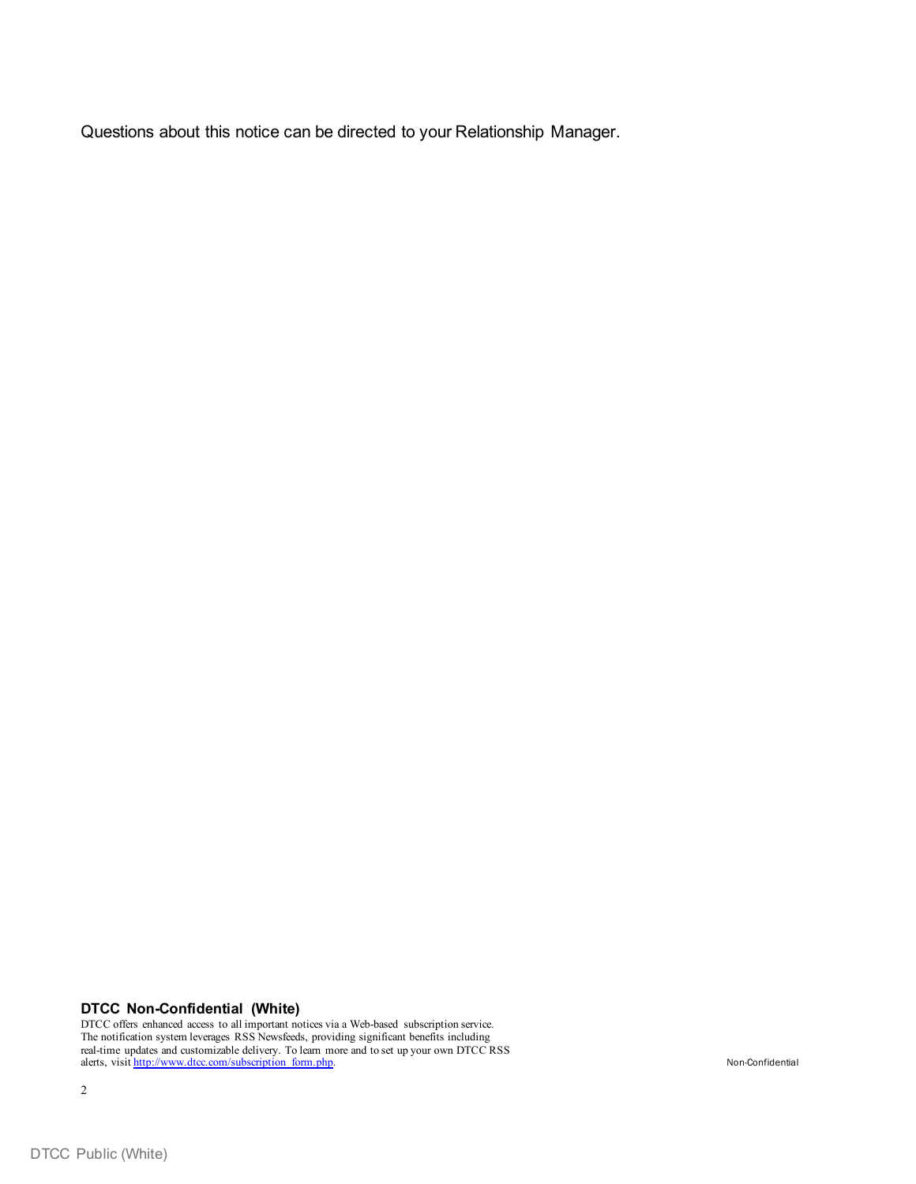Questions about this notice can be directed to your Relationship Manager.

**DTCC Non-Confidential (White)**

DTCC offers enhanced access to all important notices via a Web-based subscription service. The notification system leverages RSS Newsfeeds, providing significant benefits including real-time updates and customizable delivery. To learn more and to set up your own DTCC RSS alerts, visit http://www.dtcc.com/subscription_form.php.